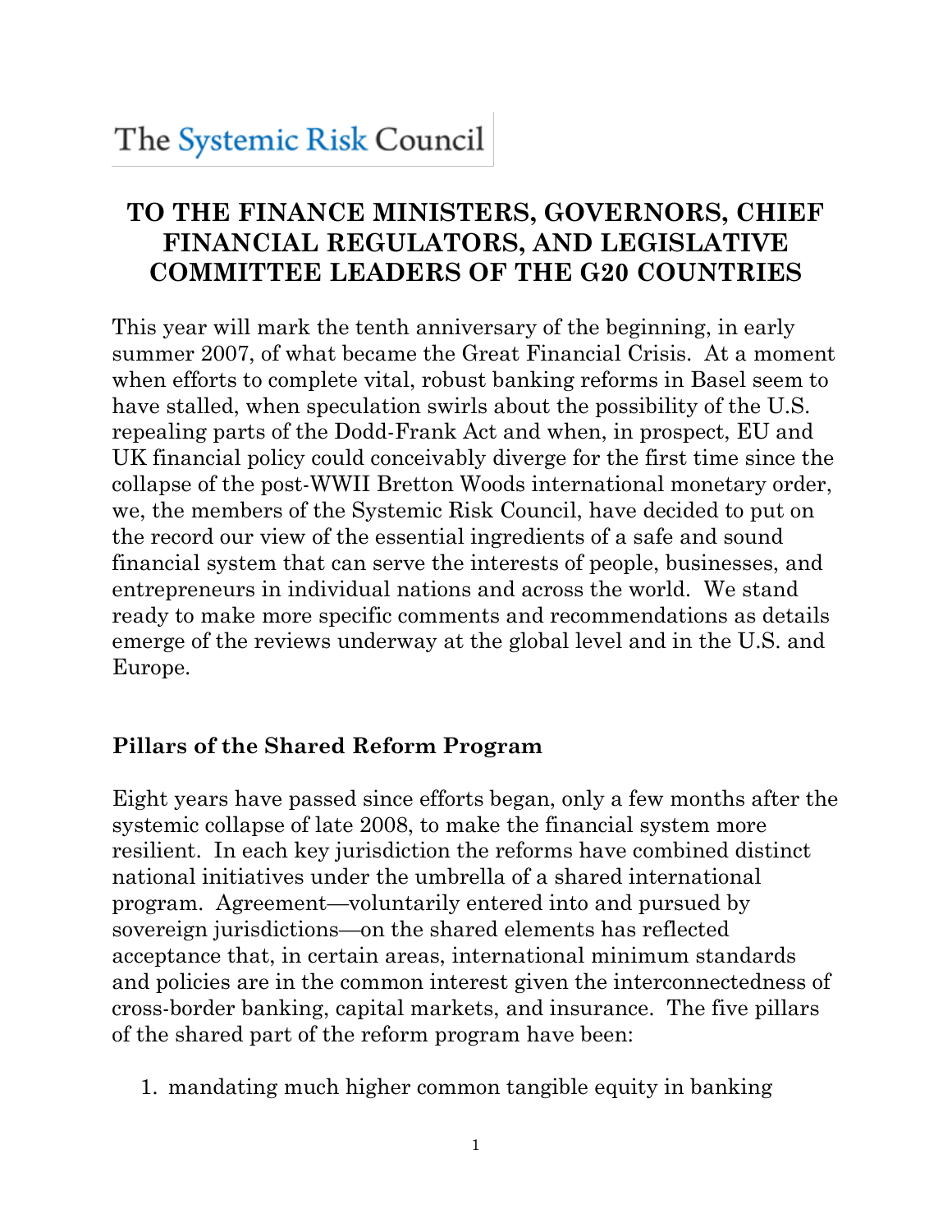The Systemic Risk Council

# TO THE FINANCE MINISTERS, GOVERNORS, CHIEF FINANCIAL REGULATORS, AND LEGISLATIVE COMMITTEE LEADERS OF THE G20 COUNTRIES

This year will mark the tenth anniversary of the beginning, in early summer 2007, of what became the Great Financial Crisis. At a moment when efforts to complete vital, robust banking reforms in Basel seem to have stalled, when speculation swirls about the possibility of the U.S. repealing parts of the Dodd-Frank Act and when, in prospect, EU and UK financial policy could conceivably diverge for the first time since the collapse of the post-WWII Bretton Woods international monetary order, we, the members of the Systemic Risk Council, have decided to put on the record our view of the essential ingredients of a safe and sound financial system that can serve the interests of people, businesses, and entrepreneurs in individual nations and across the world. We stand ready to make more specific comments and recommendations as details emerge of the reviews underway at the global level and in the U.S. and Europe.

## Pillars of the Shared Reform Program

Eight years have passed since efforts began, only a few months after the systemic collapse of late 2008, to make the financial system more resilient. In each key jurisdiction the reforms have combined distinct national initiatives under the umbrella of a shared international program. Agreement—voluntarily entered into and pursued by sovereign jurisdictions—on the shared elements has reflected acceptance that, in certain areas, international minimum standards and policies are in the common interest given the interconnectedness of cross-border banking, capital markets, and insurance. The five pillars of the shared part of the reform program have been:

1. mandating much higher common tangible equity in banking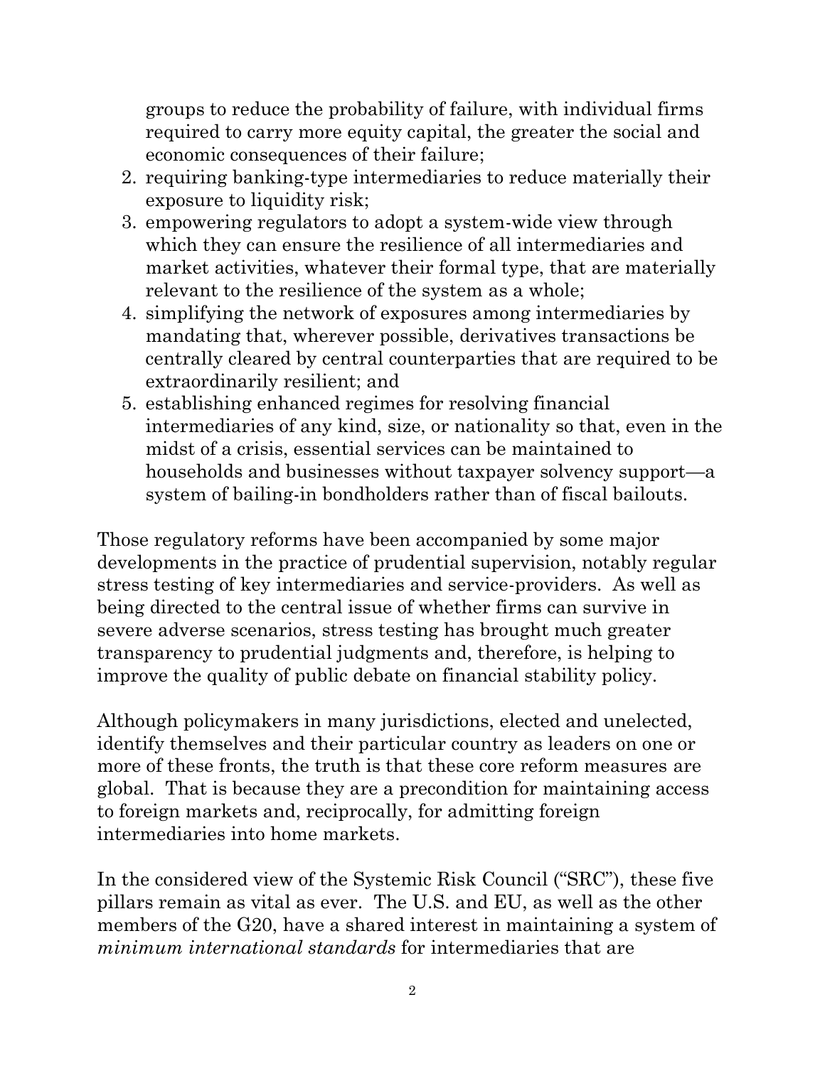groups to reduce the probability of failure, with individual firms required to carry more equity capital, the greater the social and economic consequences of their failure;

2. requiring banking-type intermediaries to reduce materially their exposure to liquidity risk;
3. empowering regulators to adopt a system-wide view through which they can ensure the resilience of all intermediaries and market activities, whatever their formal type, that are materially relevant to the resilience of the system as a whole;
4. simplifying the network of exposures among intermediaries by mandating that, wherever possible, derivatives transactions be centrally cleared by central counterparties that are required to be extraordinarily resilient; and
5. establishing enhanced regimes for resolving financial intermediaries of any kind, size, or nationality so that, even in the midst of a crisis, essential services can be maintained to households and businesses without taxpayer solvency support—a system of bailing-in bondholders rather than of fiscal bailouts.

Those regulatory reforms have been accompanied by some major developments in the practice of prudential supervision, notably regular stress testing of key intermediaries and service-providers. As well as being directed to the central issue of whether firms can survive in severe adverse scenarios, stress testing has brought much greater transparency to prudential judgments and, therefore, is helping to improve the quality of public debate on financial stability policy.

Although policymakers in many jurisdictions, elected and unelected, identify themselves and their particular country as leaders on one or more of these fronts, the truth is that these core reform measures are global. That is because they are a precondition for maintaining access to foreign markets and, reciprocally, for admitting foreign intermediaries into home markets.

In the considered view of the Systemic Risk Council ("SRC"), these five pillars remain as vital as ever. The U.S. and EU, as well as the other members of the G20, have a shared interest in maintaining a system of *minimum international standards* for intermediaries that are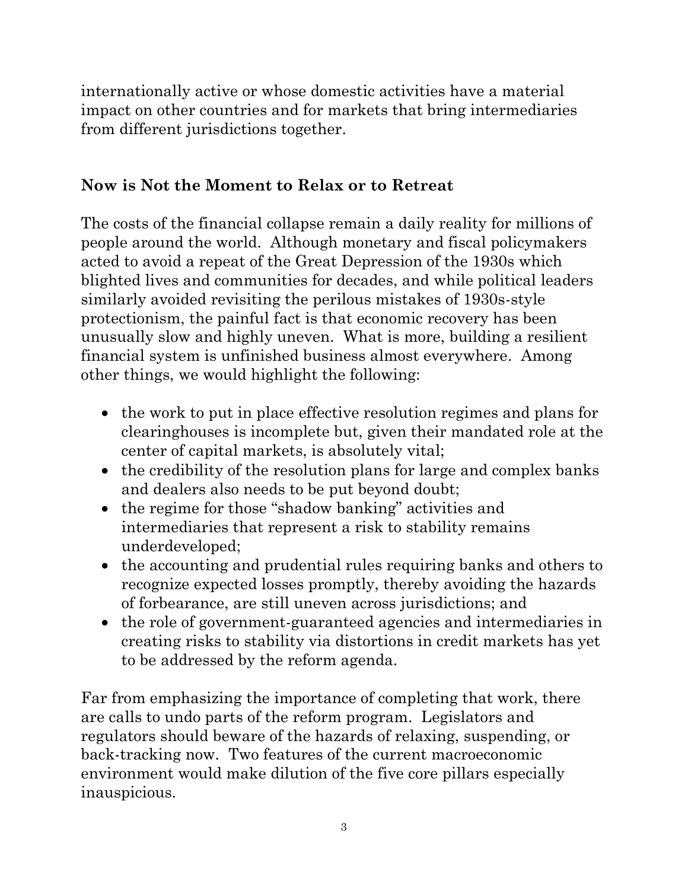internationally active or whose domestic activities have a material impact on other countries and for markets that bring intermediaries from different jurisdictions together.

## Now is Not the Moment to Relax or to Retreat

The costs of the financial collapse remain a daily reality for millions of people around the world. Although monetary and fiscal policymakers acted to avoid a repeat of the Great Depression of the 1930s which blighted lives and communities for decades, and while political leaders similarly avoided revisiting the perilous mistakes of 1930s-style protectionism, the painful fact is that economic recovery has been unusually slow and highly uneven. What is more, building a resilient financial system is unfinished business almost everywhere. Among other things, we would highlight the following:

- the work to put in place effective resolution regimes and plans for clearinghouses is incomplete but, given their mandated role at the center of capital markets, is absolutely vital;
- the credibility of the resolution plans for large and complex banks and dealers also needs to be put beyond doubt;
- the regime for those "shadow banking" activities and intermediaries that represent a risk to stability remains underdeveloped;
- the accounting and prudential rules requiring banks and others to recognize expected losses promptly, thereby avoiding the hazards of forbearance, are still uneven across jurisdictions; and
- the role of government-guaranteed agencies and intermediaries in creating risks to stability via distortions in credit markets has yet to be addressed by the reform agenda.

Far from emphasizing the importance of completing that work, there are calls to undo parts of the reform program. Legislators and regulators should beware of the hazards of relaxing, suspending, or back-tracking now. Two features of the current macroeconomic environment would make dilution of the five core pillars especially inauspicious.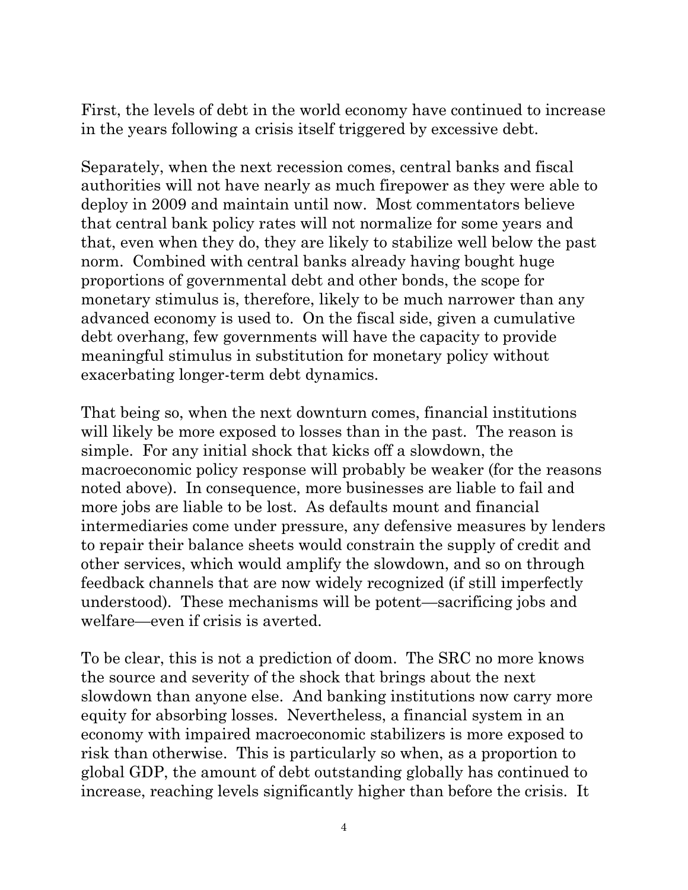First, the levels of debt in the world economy have continued to increase in the years following a crisis itself triggered by excessive debt.

Separately, when the next recession comes, central banks and fiscal authorities will not have nearly as much firepower as they were able to deploy in 2009 and maintain until now. Most commentators believe that central bank policy rates will not normalize for some years and that, even when they do, they are likely to stabilize well below the past norm. Combined with central banks already having bought huge proportions of governmental debt and other bonds, the scope for monetary stimulus is, therefore, likely to be much narrower than any advanced economy is used to. On the fiscal side, given a cumulative debt overhang, few governments will have the capacity to provide meaningful stimulus in substitution for monetary policy without exacerbating longer-term debt dynamics.

That being so, when the next downturn comes, financial institutions will likely be more exposed to losses than in the past. The reason is simple. For any initial shock that kicks off a slowdown, the macroeconomic policy response will probably be weaker (for the reasons noted above). In consequence, more businesses are liable to fail and more jobs are liable to be lost. As defaults mount and financial intermediaries come under pressure, any defensive measures by lenders to repair their balance sheets would constrain the supply of credit and other services, which would amplify the slowdown, and so on through feedback channels that are now widely recognized (if still imperfectly understood). These mechanisms will be potent—sacrificing jobs and welfare—even if crisis is averted.

To be clear, this is not a prediction of doom. The SRC no more knows the source and severity of the shock that brings about the next slowdown than anyone else. And banking institutions now carry more equity for absorbing losses. Nevertheless, a financial system in an economy with impaired macroeconomic stabilizers is more exposed to risk than otherwise. This is particularly so when, as a proportion to global GDP, the amount of debt outstanding globally has continued to increase, reaching levels significantly higher than before the crisis. It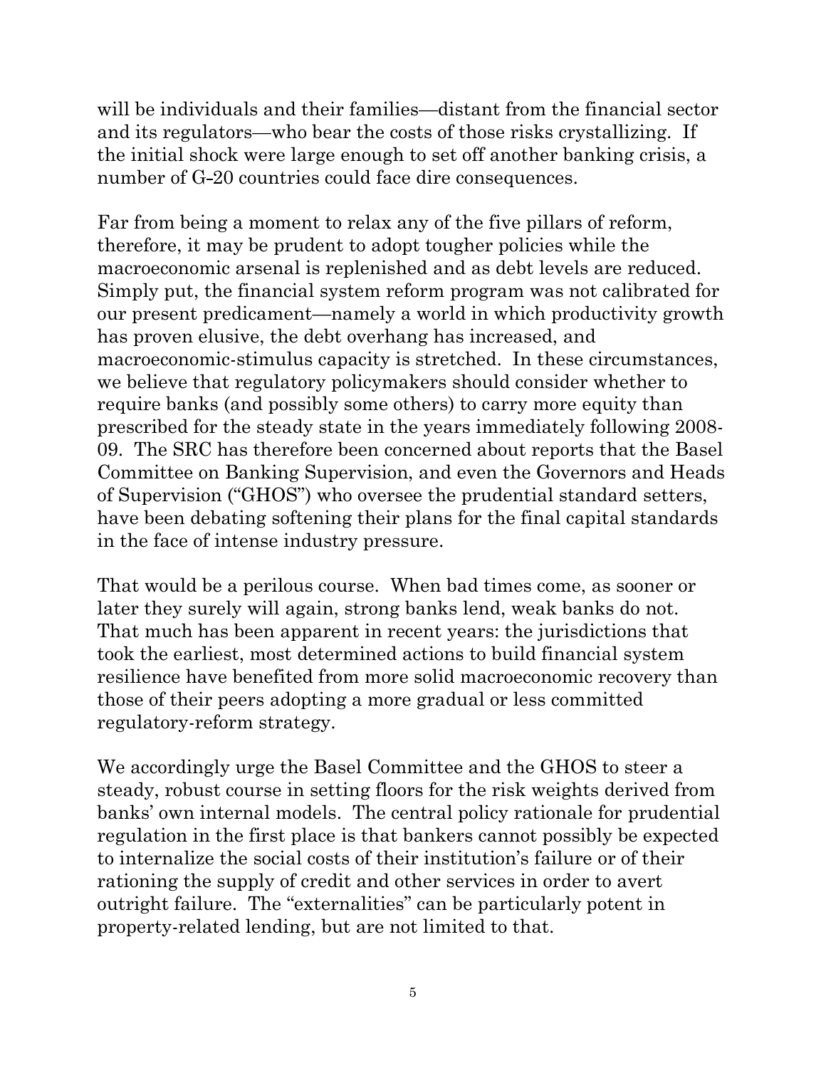will be individuals and their families—distant from the financial sector and its regulators—who bear the costs of those risks crystallizing. If the initial shock were large enough to set off another banking crisis, a number of G-20 countries could face dire consequences.

Far from being a moment to relax any of the five pillars of reform, therefore, it may be prudent to adopt tougher policies while the macroeconomic arsenal is replenished and as debt levels are reduced. Simply put, the financial system reform program was not calibrated for our present predicament—namely a world in which productivity growth has proven elusive, the debt overhang has increased, and macroeconomic-stimulus capacity is stretched. In these circumstances, we believe that regulatory policymakers should consider whether to require banks (and possibly some others) to carry more equity than prescribed for the steady state in the years immediately following 2008-09. The SRC has therefore been concerned about reports that the Basel Committee on Banking Supervision, and even the Governors and Heads of Supervision ("GHOS") who oversee the prudential standard setters, have been debating softening their plans for the final capital standards in the face of intense industry pressure.

That would be a perilous course. When bad times come, as sooner or later they surely will again, strong banks lend, weak banks do not. That much has been apparent in recent years: the jurisdictions that took the earliest, most determined actions to build financial system resilience have benefited from more solid macroeconomic recovery than those of their peers adopting a more gradual or less committed regulatory-reform strategy.

We accordingly urge the Basel Committee and the GHOS to steer a steady, robust course in setting floors for the risk weights derived from banks' own internal models. The central policy rationale for prudential regulation in the first place is that bankers cannot possibly be expected to internalize the social costs of their institution's failure or of their rationing the supply of credit and other services in order to avert outright failure. The "externalities" can be particularly potent in property-related lending, but are not limited to that.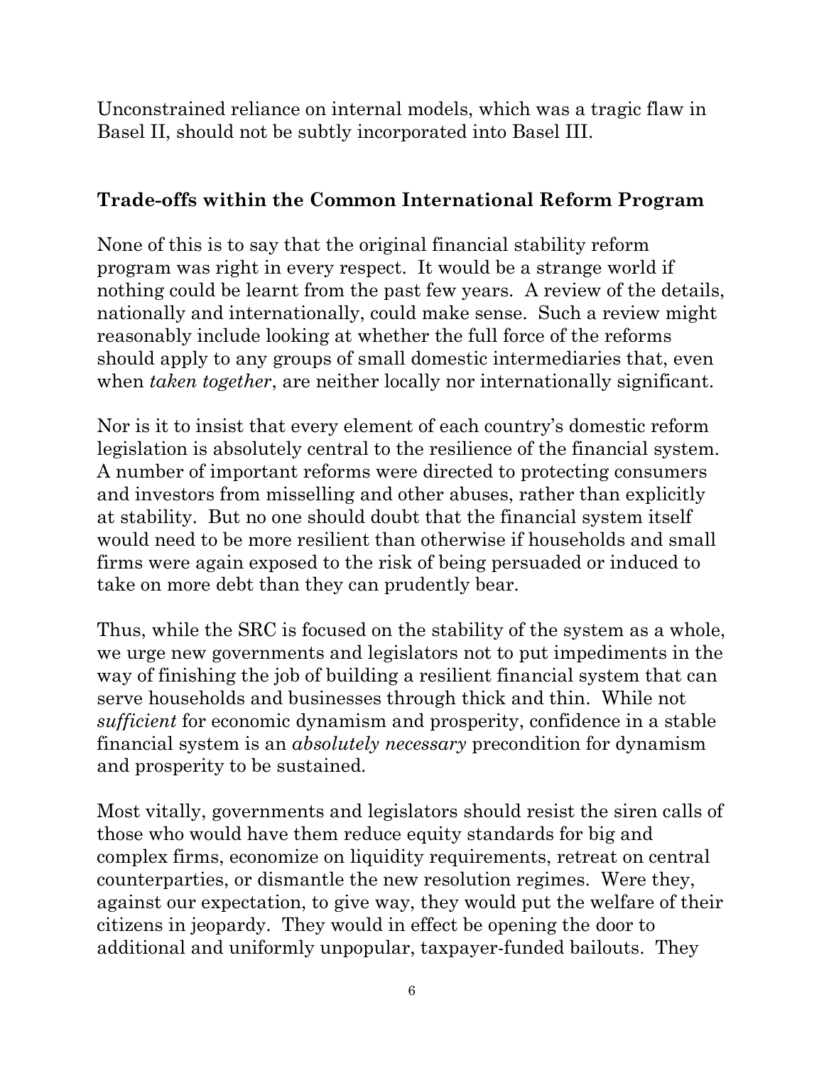Unconstrained reliance on internal models, which was a tragic flaw in Basel II, should not be subtly incorporated into Basel III.

## Trade-offs within the Common International Reform Program

None of this is to say that the original financial stability reform program was right in every respect. It would be a strange world if nothing could be learnt from the past few years. A review of the details, nationally and internationally, could make sense. Such a review might reasonably include looking at whether the full force of the reforms should apply to any groups of small domestic intermediaries that, even when *taken together*, are neither locally nor internationally significant.

Nor is it to insist that every element of each country's domestic reform legislation is absolutely central to the resilience of the financial system. A number of important reforms were directed to protecting consumers and investors from misselling and other abuses, rather than explicitly at stability. But no one should doubt that the financial system itself would need to be more resilient than otherwise if households and small firms were again exposed to the risk of being persuaded or induced to take on more debt than they can prudently bear.

Thus, while the SRC is focused on the stability of the system as a whole, we urge new governments and legislators not to put impediments in the way of finishing the job of building a resilient financial system that can serve households and businesses through thick and thin. While not *sufficient* for economic dynamism and prosperity, confidence in a stable financial system is an *absolutely necessary* precondition for dynamism and prosperity to be sustained.

Most vitally, governments and legislators should resist the siren calls of those who would have them reduce equity standards for big and complex firms, economize on liquidity requirements, retreat on central counterparties, or dismantle the new resolution regimes. Were they, against our expectation, to give way, they would put the welfare of their citizens in jeopardy. They would in effect be opening the door to additional and uniformly unpopular, taxpayer-funded bailouts. They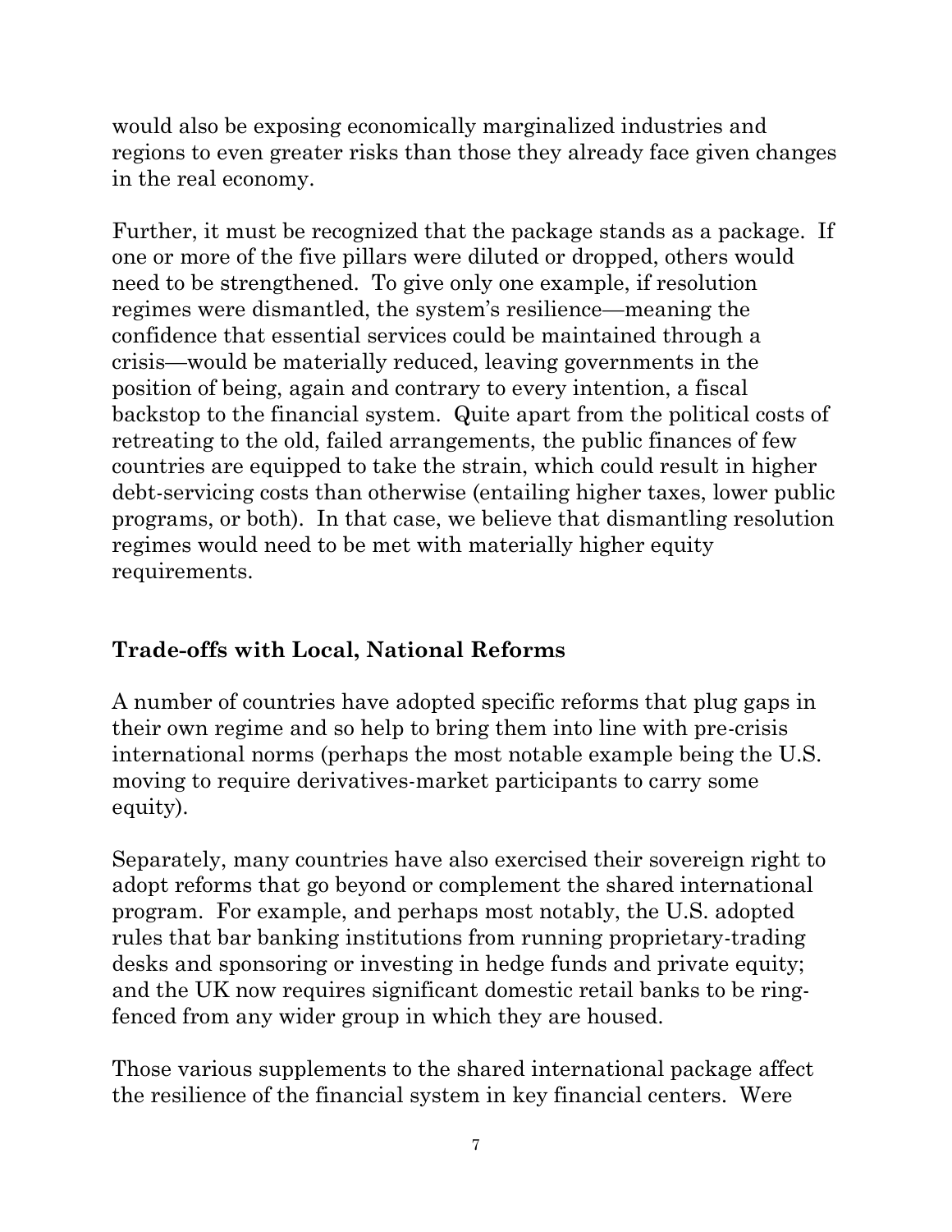would also be exposing economically marginalized industries and regions to even greater risks than those they already face given changes in the real economy.

Further, it must be recognized that the package stands as a package. If one or more of the five pillars were diluted or dropped, others would need to be strengthened. To give only one example, if resolution regimes were dismantled, the system's resilience—meaning the confidence that essential services could be maintained through a crisis—would be materially reduced, leaving governments in the position of being, again and contrary to every intention, a fiscal backstop to the financial system. Quite apart from the political costs of retreating to the old, failed arrangements, the public finances of few countries are equipped to take the strain, which could result in higher debt-servicing costs than otherwise (entailing higher taxes, lower public programs, or both). In that case, we believe that dismantling resolution regimes would need to be met with materially higher equity requirements.

## Trade-offs with Local, National Reforms

A number of countries have adopted specific reforms that plug gaps in their own regime and so help to bring them into line with pre-crisis international norms (perhaps the most notable example being the U.S. moving to require derivatives-market participants to carry some equity).

Separately, many countries have also exercised their sovereign right to adopt reforms that go beyond or complement the shared international program. For example, and perhaps most notably, the U.S. adopted rules that bar banking institutions from running proprietary-trading desks and sponsoring or investing in hedge funds and private equity; and the UK now requires significant domestic retail banks to be ring-fenced from any wider group in which they are housed.

Those various supplements to the shared international package affect the resilience of the financial system in key financial centers. Were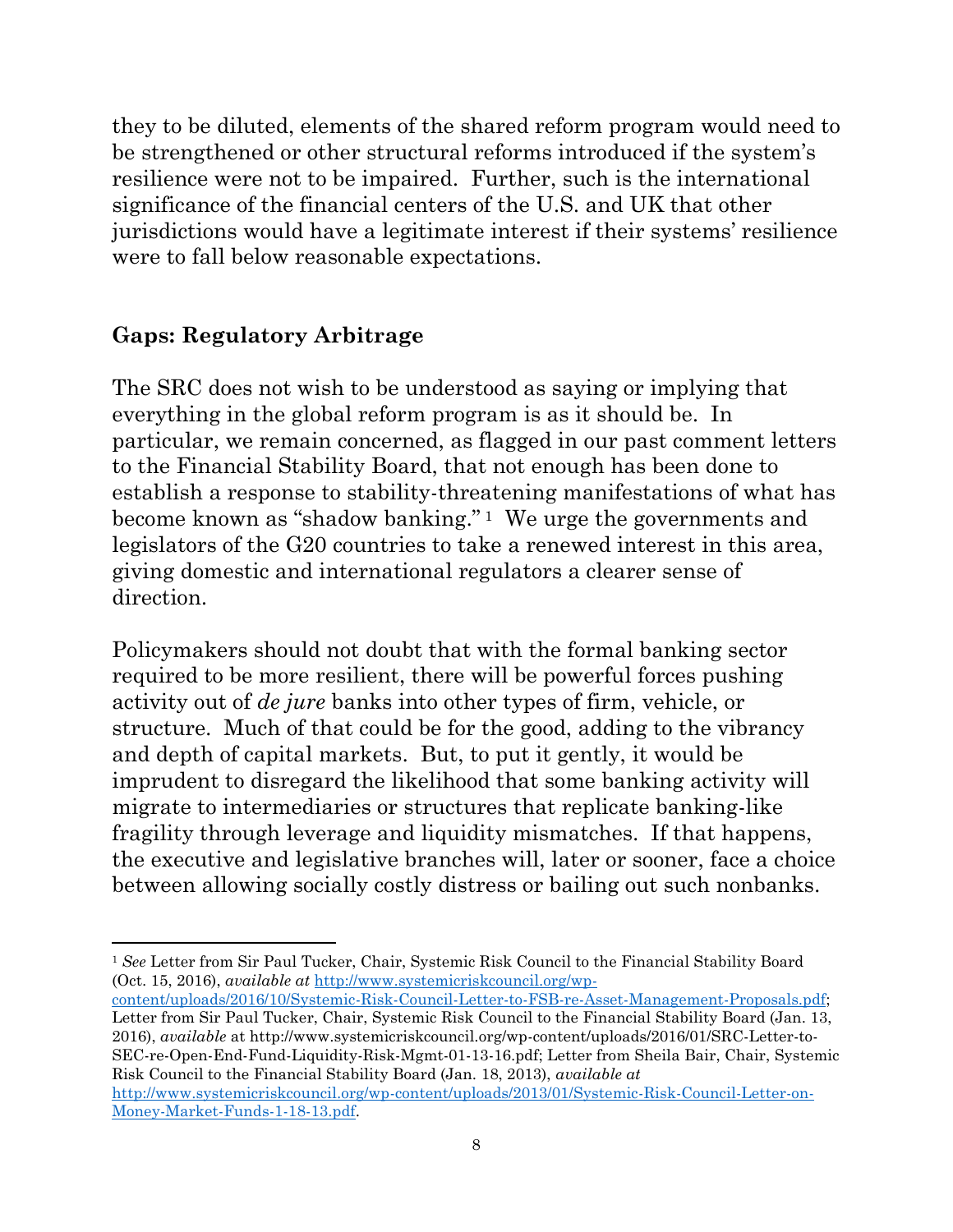they to be diluted, elements of the shared reform program would need to be strengthened or other structural reforms introduced if the system's resilience were not to be impaired. Further, such is the international significance of the financial centers of the U.S. and UK that other jurisdictions would have a legitimate interest if their systems' resilience were to fall below reasonable expectations.

## Gaps: Regulatory Arbitrage

The SRC does not wish to be understood as saying or implying that everything in the global reform program is as it should be. In particular, we remain concerned, as flagged in our past comment letters to the Financial Stability Board, that not enough has been done to establish a response to stability-threatening manifestations of what has become known as "shadow banking." [1] We urge the governments and legislators of the G20 countries to take a renewed interest in this area, giving domestic and international regulators a clearer sense of direction.

Policymakers should not doubt that with the formal banking sector required to be more resilient, there will be powerful forces pushing activity out of *de jure* banks into other types of firm, vehicle, or structure. Much of that could be for the good, adding to the vibrancy and depth of capital markets. But, to put it gently, it would be imprudent to disregard the likelihood that some banking activity will migrate to intermediaries or structures that replicate banking-like fragility through leverage and liquidity mismatches. If that happens, the executive and legislative branches will, later or sooner, face a choice between allowing socially costly distress or bailing out such nonbanks.

---

[1] *See* Letter from Sir Paul Tucker, Chair, Systemic Risk Council to the Financial Stability Board (Oct. 15, 2016), *available at* http://www.systemicriskcouncil.org/wp-content/uploads/2016/10/Systemic-Risk-Council-Letter-to-FSB-re-Asset-Management-Proposals.pdf; Letter from Sir Paul Tucker, Chair, Systemic Risk Council to the Financial Stability Board (Jan. 13, 2016), *available* at http://www.systemicriskcouncil.org/wp-content/uploads/2016/01/SRC-Letter-to-SEC-re-Open-End-Fund-Liquidity-Risk-Mgmt-01-13-16.pdf; Letter from Sheila Bair, Chair, Systemic Risk Council to the Financial Stability Board (Jan. 18, 2013), *available at* http://www.systemicriskcouncil.org/wp-content/uploads/2013/01/Systemic-Risk-Council-Letter-on-Money-Market-Funds-1-18-13.pdf.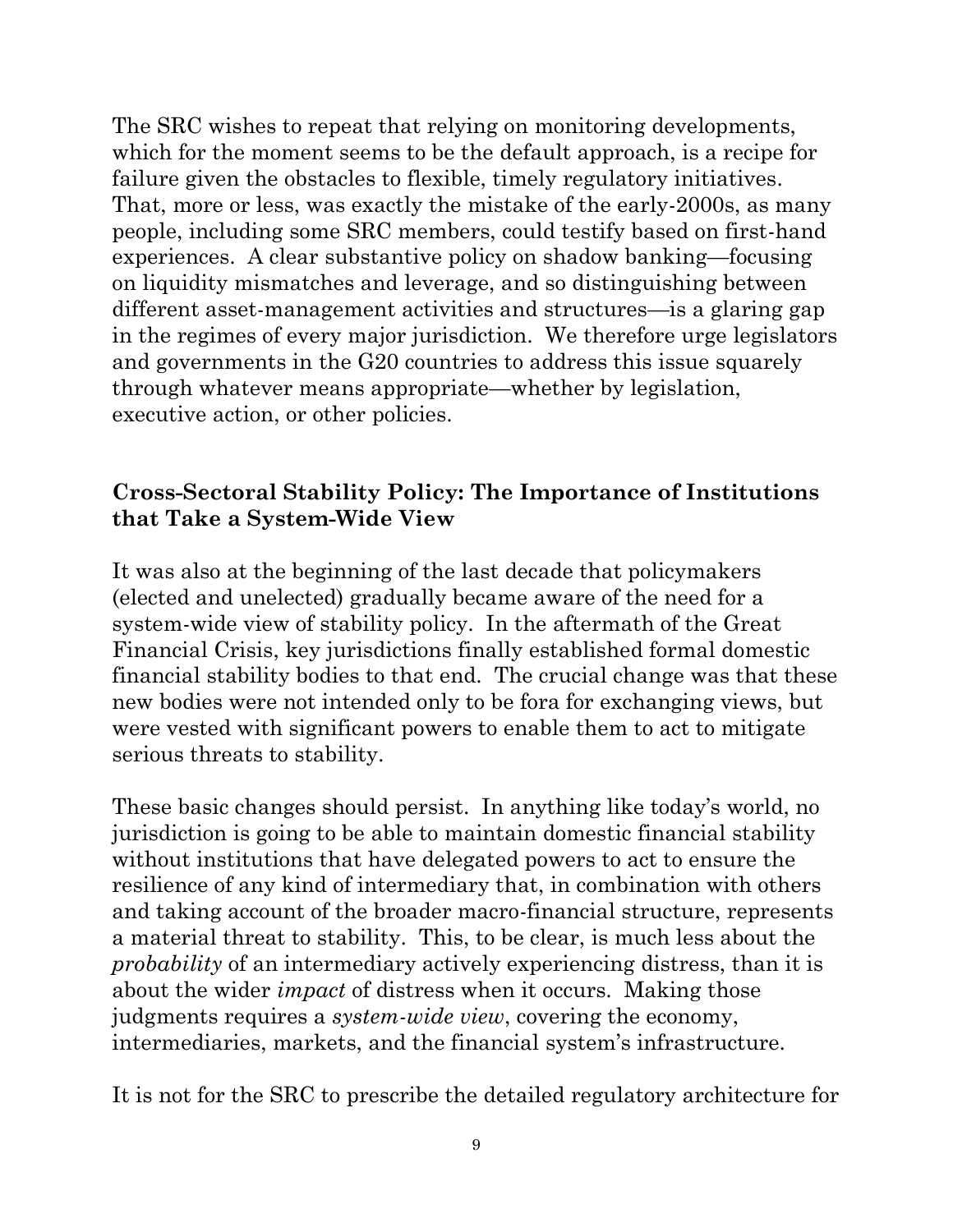The SRC wishes to repeat that relying on monitoring developments, which for the moment seems to be the default approach, is a recipe for failure given the obstacles to flexible, timely regulatory initiatives. That, more or less, was exactly the mistake of the early-2000s, as many people, including some SRC members, could testify based on first-hand experiences. A clear substantive policy on shadow banking—focusing on liquidity mismatches and leverage, and so distinguishing between different asset-management activities and structures—is a glaring gap in the regimes of every major jurisdiction. We therefore urge legislators and governments in the G20 countries to address this issue squarely through whatever means appropriate—whether by legislation, executive action, or other policies.

## Cross-Sectoral Stability Policy: The Importance of Institutions that Take a System-Wide View

It was also at the beginning of the last decade that policymakers (elected and unelected) gradually became aware of the need for a system-wide view of stability policy. In the aftermath of the Great Financial Crisis, key jurisdictions finally established formal domestic financial stability bodies to that end. The crucial change was that these new bodies were not intended only to be fora for exchanging views, but were vested with significant powers to enable them to act to mitigate serious threats to stability.

These basic changes should persist. In anything like today's world, no jurisdiction is going to be able to maintain domestic financial stability without institutions that have delegated powers to act to ensure the resilience of any kind of intermediary that, in combination with others and taking account of the broader macro-financial structure, represents a material threat to stability. This, to be clear, is much less about the *probability* of an intermediary actively experiencing distress, than it is about the wider *impact* of distress when it occurs. Making those judgments requires a *system-wide view*, covering the economy, intermediaries, markets, and the financial system's infrastructure.

It is not for the SRC to prescribe the detailed regulatory architecture for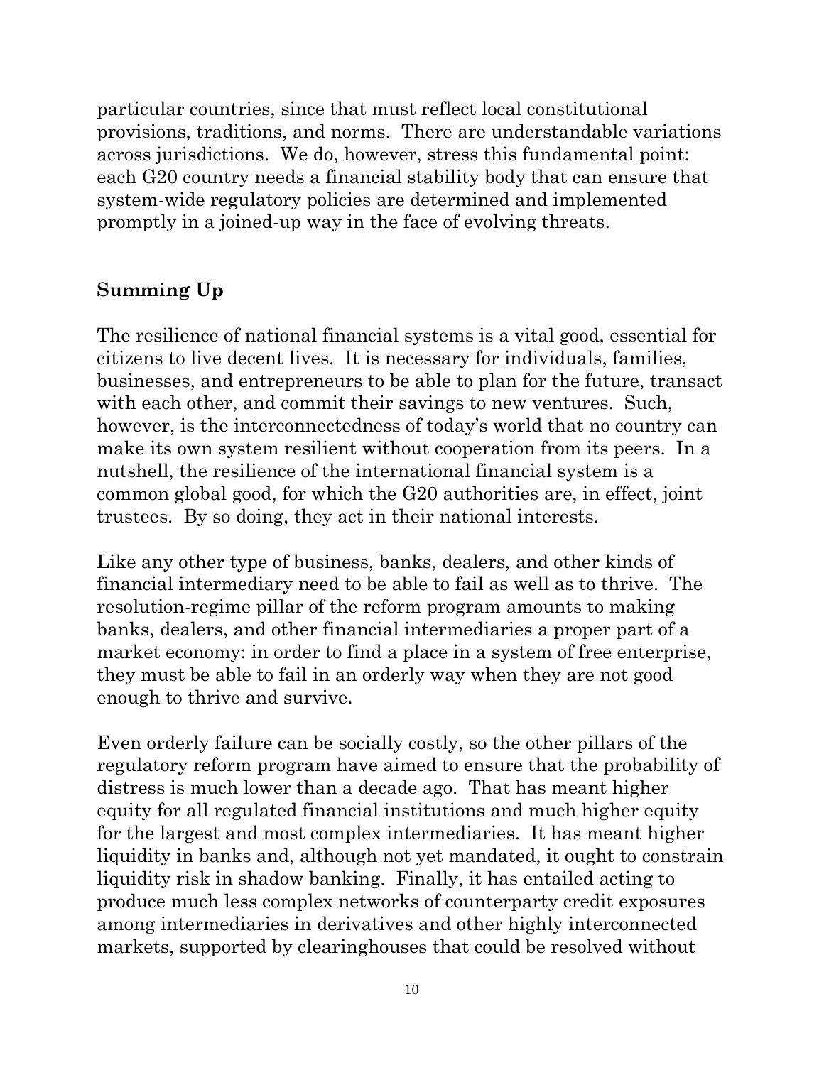particular countries, since that must reflect local constitutional provisions, traditions, and norms. There are understandable variations across jurisdictions. We do, however, stress this fundamental point: each G20 country needs a financial stability body that can ensure that system-wide regulatory policies are determined and implemented promptly in a joined-up way in the face of evolving threats.

## Summing Up

The resilience of national financial systems is a vital good, essential for citizens to live decent lives. It is necessary for individuals, families, businesses, and entrepreneurs to be able to plan for the future, transact with each other, and commit their savings to new ventures. Such, however, is the interconnectedness of today's world that no country can make its own system resilient without cooperation from its peers. In a nutshell, the resilience of the international financial system is a common global good, for which the G20 authorities are, in effect, joint trustees. By so doing, they act in their national interests.

Like any other type of business, banks, dealers, and other kinds of financial intermediary need to be able to fail as well as to thrive. The resolution-regime pillar of the reform program amounts to making banks, dealers, and other financial intermediaries a proper part of a market economy: in order to find a place in a system of free enterprise, they must be able to fail in an orderly way when they are not good enough to thrive and survive.

Even orderly failure can be socially costly, so the other pillars of the regulatory reform program have aimed to ensure that the probability of distress is much lower than a decade ago. That has meant higher equity for all regulated financial institutions and much higher equity for the largest and most complex intermediaries. It has meant higher liquidity in banks and, although not yet mandated, it ought to constrain liquidity risk in shadow banking. Finally, it has entailed acting to produce much less complex networks of counterparty credit exposures among intermediaries in derivatives and other highly interconnected markets, supported by clearinghouses that could be resolved without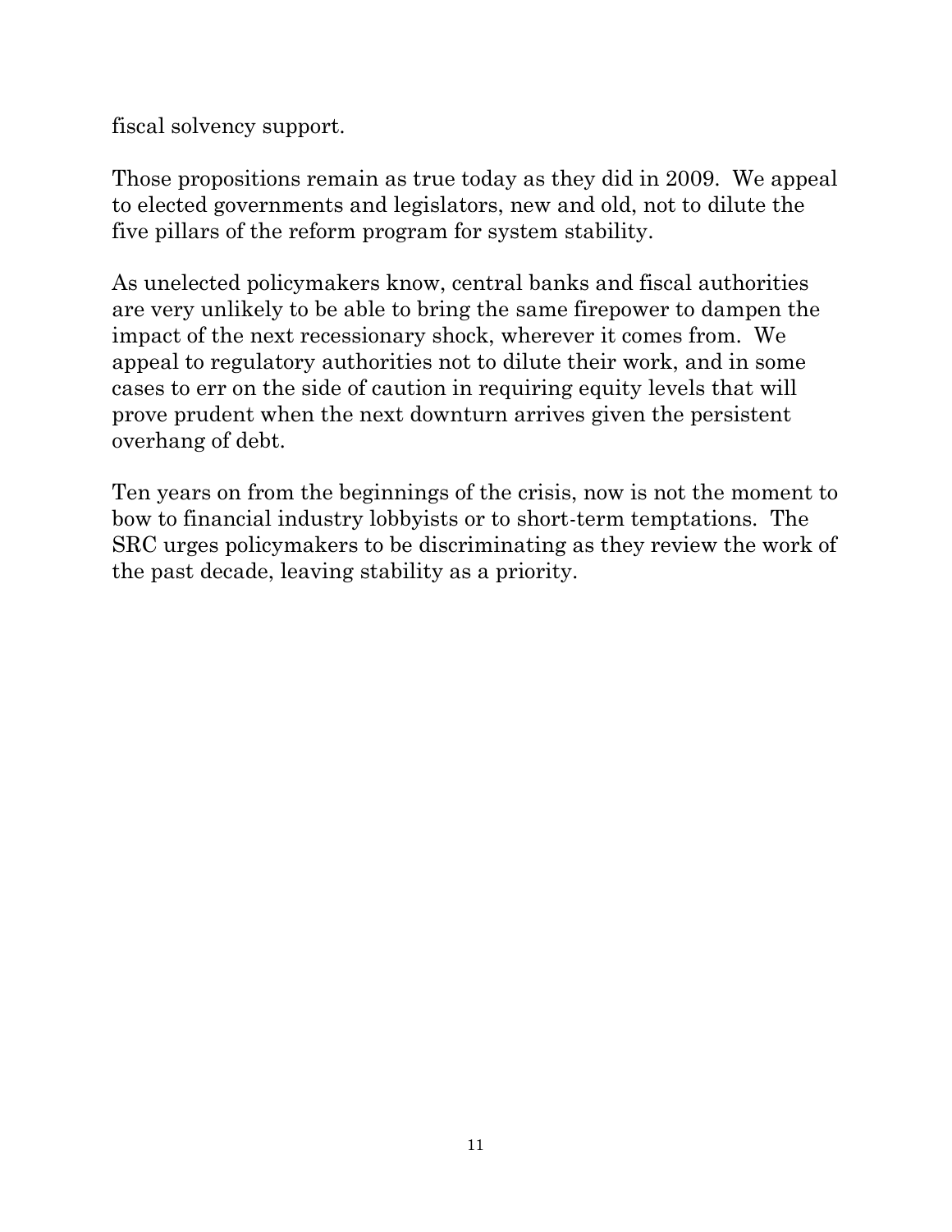fiscal solvency support.

Those propositions remain as true today as they did in 2009. We appeal to elected governments and legislators, new and old, not to dilute the five pillars of the reform program for system stability.

As unelected policymakers know, central banks and fiscal authorities are very unlikely to be able to bring the same firepower to dampen the impact of the next recessionary shock, wherever it comes from. We appeal to regulatory authorities not to dilute their work, and in some cases to err on the side of caution in requiring equity levels that will prove prudent when the next downturn arrives given the persistent overhang of debt.

Ten years on from the beginnings of the crisis, now is not the moment to bow to financial industry lobbyists or to short-term temptations. The SRC urges policymakers to be discriminating as they review the work of the past decade, leaving stability as a priority.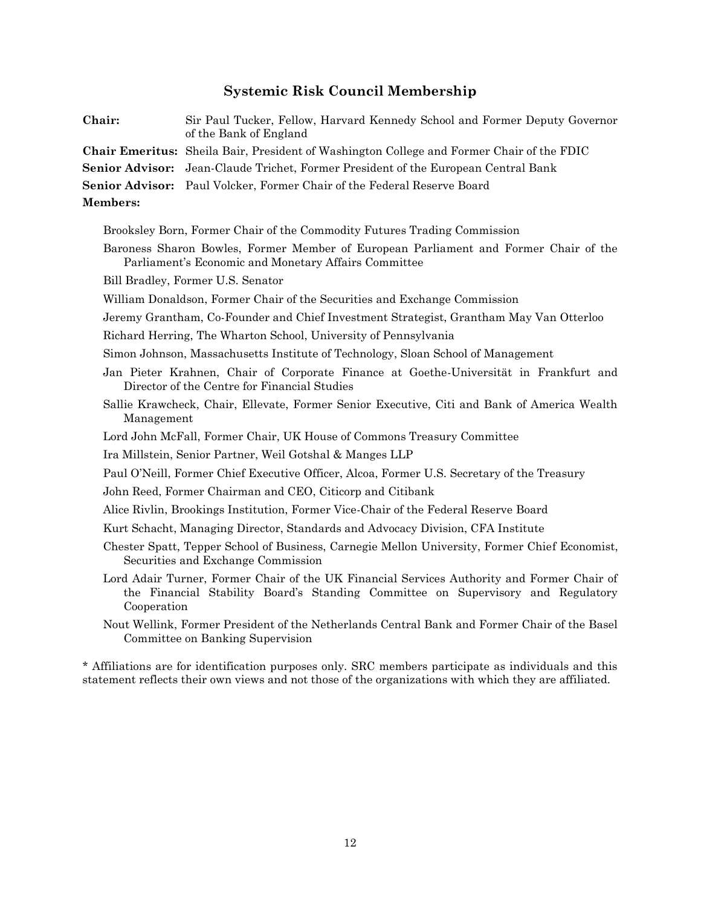## Systemic Risk Council Membership

**Chair:** Sir Paul Tucker, Fellow, Harvard Kennedy School and Former Deputy Governor of the Bank of England

**Chair Emeritus:** Sheila Bair, President of Washington College and Former Chair of the FDIC

**Senior Advisor:** Jean-Claude Trichet, Former President of the European Central Bank

**Senior Advisor:** Paul Volcker, Former Chair of the Federal Reserve Board

**Members:**

- Brooksley Born, Former Chair of the Commodity Futures Trading Commission
- Baroness Sharon Bowles, Former Member of European Parliament and Former Chair of the Parliament's Economic and Monetary Affairs Committee
- Bill Bradley, Former U.S. Senator
- William Donaldson, Former Chair of the Securities and Exchange Commission
- Jeremy Grantham, Co-Founder and Chief Investment Strategist, Grantham May Van Otterloo
- Richard Herring, The Wharton School, University of Pennsylvania
- Simon Johnson, Massachusetts Institute of Technology, Sloan School of Management
- Jan Pieter Krahnen, Chair of Corporate Finance at Goethe-Universität in Frankfurt and Director of the Centre for Financial Studies
- Sallie Krawcheck, Chair, Ellevate, Former Senior Executive, Citi and Bank of America Wealth Management
- Lord John McFall, Former Chair, UK House of Commons Treasury Committee
- Ira Millstein, Senior Partner, Weil Gotshal & Manges LLP
- Paul O'Neill, Former Chief Executive Officer, Alcoa, Former U.S. Secretary of the Treasury
- John Reed, Former Chairman and CEO, Citicorp and Citibank
- Alice Rivlin, Brookings Institution, Former Vice-Chair of the Federal Reserve Board
- Kurt Schacht, Managing Director, Standards and Advocacy Division, CFA Institute
- Chester Spatt, Tepper School of Business, Carnegie Mellon University, Former Chief Economist, Securities and Exchange Commission
- Lord Adair Turner, Former Chair of the UK Financial Services Authority and Former Chair of the Financial Stability Board's Standing Committee on Supervisory and Regulatory Cooperation
- Nout Wellink, Former President of the Netherlands Central Bank and Former Chair of the Basel Committee on Banking Supervision

\* Affiliations are for identification purposes only. SRC members participate as individuals and this statement reflects their own views and not those of the organizations with which they are affiliated.